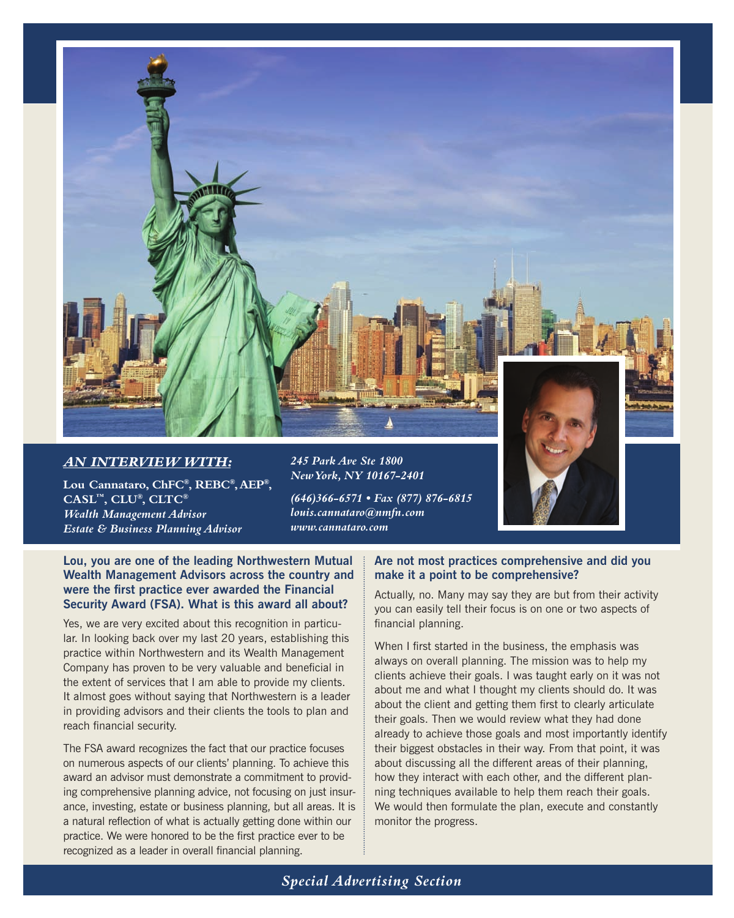## *AN INTERVIEW WITH:*

**Lou Cannataro, ChFC®, REBC®, AEP®, CASL™, CLU®, CLTC®**
*Wealth Management Advisor*
*Estate & Business Planning Advisor*

*245 Park Ave Ste 1800*
*New York, NY 10167-2401*

*(646)366-6571 • Fax (877) 876-6815*
*louis.cannataro@nmfn.com*
*www.cannataro.com*

**Lou, you are one of the leading Northwestern Mutual Wealth Management Advisors across the country and were the first practice ever awarded the Financial Security Award (FSA). What is this award all about?**

Yes, we are very excited about this recognition in particular. In looking back over my last 20 years, establishing this practice within Northwestern and its Wealth Management Company has proven to be very valuable and beneficial in the extent of services that I am able to provide my clients. It almost goes without saying that Northwestern is a leader in providing advisors and their clients the tools to plan and reach financial security.

The FSA award recognizes the fact that our practice focuses on numerous aspects of our clients' planning. To achieve this award an advisor must demonstrate a commitment to providing comprehensive planning advice, not focusing on just insurance, investing, estate or business planning, but all areas. It is a natural reflection of what is actually getting done within our practice. We were honored to be the first practice ever to be recognized as a leader in overall financial planning.

**Are not most practices comprehensive and did you make it a point to be comprehensive?**

Actually, no. Many may say they are but from their activity you can easily tell their focus is on one or two aspects of financial planning.

When I first started in the business, the emphasis was always on overall planning. The mission was to help my clients achieve their goals. I was taught early on it was not about me and what I thought my clients should do. It was about the client and getting them first to clearly articulate their goals. Then we would review what they had done already to achieve those goals and most importantly identify their biggest obstacles in their way. From that point, it was about discussing all the different areas of their planning, how they interact with each other, and the different planning techniques available to help them reach their goals. We would then formulate the plan, execute and constantly monitor the progress.

*Special Advertising Section*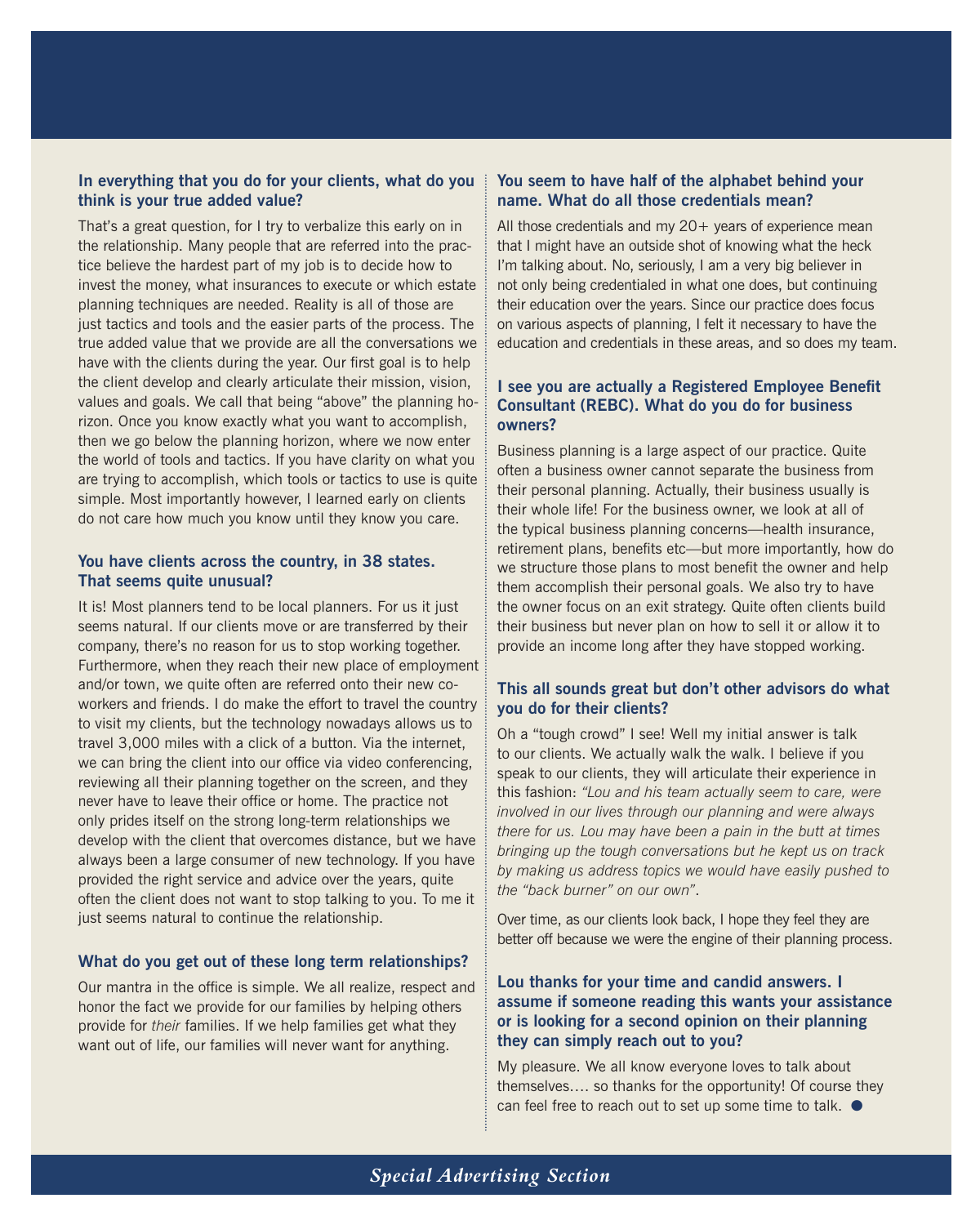**In everything that you do for your clients, what do you think is your true added value?**

That's a great question, for I try to verbalize this early on in the relationship. Many people that are referred into the practice believe the hardest part of my job is to decide how to invest the money, what insurances to execute or which estate planning techniques are needed. Reality is all of those are just tactics and tools and the easier parts of the process. The true added value that we provide are all the conversations we have with the clients during the year. Our first goal is to help the client develop and clearly articulate their mission, vision, values and goals. We call that being "above" the planning horizon. Once you know exactly what you want to accomplish, then we go below the planning horizon, where we now enter the world of tools and tactics. If you have clarity on what you are trying to accomplish, which tools or tactics to use is quite simple. Most importantly however, I learned early on clients do not care how much you know until they know you care.

**You have clients across the country, in 38 states. That seems quite unusual?**

It is! Most planners tend to be local planners. For us it just seems natural. If our clients move or are transferred by their company, there's no reason for us to stop working together. Furthermore, when they reach their new place of employment and/or town, we quite often are referred onto their new co-workers and friends. I do make the effort to travel the country to visit my clients, but the technology nowadays allows us to travel 3,000 miles with a click of a button. Via the internet, we can bring the client into our office via video conferencing, reviewing all their planning together on the screen, and they never have to leave their office or home. The practice not only prides itself on the strong long-term relationships we develop with the client that overcomes distance, but we have always been a large consumer of new technology. If you have provided the right service and advice over the years, quite often the client does not want to stop talking to you. To me it just seems natural to continue the relationship.

**What do you get out of these long term relationships?**

Our mantra in the office is simple. We all realize, respect and honor the fact we provide for our families by helping others provide for *their* families. If we help families get what they want out of life, our families will never want for anything.

**You seem to have half of the alphabet behind your name. What do all those credentials mean?**

All those credentials and my 20+ years of experience mean that I might have an outside shot of knowing what the heck I'm talking about. No, seriously, I am a very big believer in not only being credentialed in what one does, but continuing their education over the years. Since our practice does focus on various aspects of planning, I felt it necessary to have the education and credentials in these areas, and so does my team.

**I see you are actually a Registered Employee Benefit Consultant (REBC). What do you do for business owners?**

Business planning is a large aspect of our practice. Quite often a business owner cannot separate the business from their personal planning. Actually, their business usually is their whole life! For the business owner, we look at all of the typical business planning concerns—health insurance, retirement plans, benefits etc—but more importantly, how do we structure those plans to most benefit the owner and help them accomplish their personal goals. We also try to have the owner focus on an exit strategy. Quite often clients build their business but never plan on how to sell it or allow it to provide an income long after they have stopped working.

**This all sounds great but don't other advisors do what you do for their clients?**

Oh a "tough crowd" I see! Well my initial answer is talk to our clients. We actually walk the walk. I believe if you speak to our clients, they will articulate their experience in this fashion: *"Lou and his team actually seem to care, were involved in our lives through our planning and were always there for us. Lou may have been a pain in the butt at times bringing up the tough conversations but he kept us on track by making us address topics we would have easily pushed to the "back burner" on our own"*.

Over time, as our clients look back, I hope they feel they are better off because we were the engine of their planning process.

**Lou thanks for your time and candid answers. I assume if someone reading this wants your assistance or is looking for a second opinion on their planning they can simply reach out to you?**

My pleasure. We all know everyone loves to talk about themselves.... so thanks for the opportunity! Of course they can feel free to reach out to set up some time to talk. ●

*Special Advertising Section*